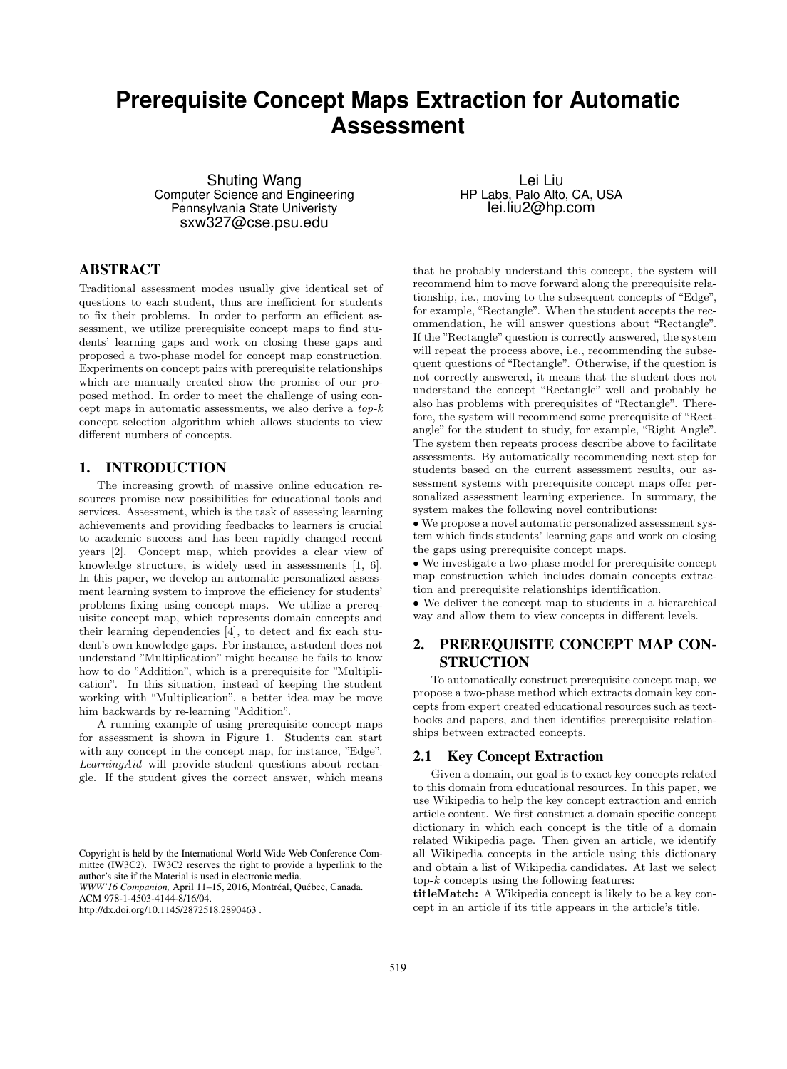# Prerequisite Concept Maps Extraction for Automatic Assessment

Shuting Wang
Computer Science and Engineering
Pennsylvania State Univeristy
sxw327@cse.psu.edu

Lei Liu
HP Labs, Palo Alto, CA, USA
lei.liu2@hp.com

## ABSTRACT

Traditional assessment modes usually give identical set of questions to each student, thus are inefficient for students to fix their problems. In order to perform an efficient assessment, we utilize prerequisite concept maps to find students' learning gaps and work on closing these gaps and proposed a two-phase model for concept map construction. Experiments on concept pairs with prerequisite relationships which are manually created show the promise of our proposed method. In order to meet the challenge of using concept maps in automatic assessments, we also derive a *top-k* concept selection algorithm which allows students to view different numbers of concepts.

## 1. INTRODUCTION

The increasing growth of massive online education resources promise new possibilities for educational tools and services. Assessment, which is the task of assessing learning achievements and providing feedbacks to learners is crucial to academic success and has been rapidly changed recent years [2]. Concept map, which provides a clear view of knowledge structure, is widely used in assessments [1, 6]. In this paper, we develop an automatic personalized assessment learning system to improve the efficiency for students' problems fixing using concept maps. We utilize a prerequisite concept map, which represents domain concepts and their learning dependencies [4], to detect and fix each student's own knowledge gaps. For instance, a student does not understand "Multiplication" might because he fails to know how to do "Addition", which is a prerequisite for "Multiplication". In this situation, instead of keeping the student working with "Multiplication", a better idea may be move him backwards by re-learning "Addition".

A running example of using prerequisite concept maps for assessment is shown in Figure 1. Students can start with any concept in the concept map, for instance, "Edge". *LearningAid* will provide student questions about rectangle. If the student gives the correct answer, which means that he probably understand this concept, the system will recommend him to move forward along the prerequisite relationship, i.e., moving to the subsequent concepts of "Edge", for example, "Rectangle". When the student accepts the recommendation, he will answer questions about "Rectangle". If the "Rectangle" question is correctly answered, the system will repeat the process above, i.e., recommending the subsequent questions of "Rectangle". Otherwise, if the question is not correctly answered, it means that the student does not understand the concept "Rectangle" well and probably he also has problems with prerequisites of "Rectangle". Therefore, the system will recommend some prerequisite of "Rectangle" for the student to study, for example, "Right Angle". The system then repeats process describe above to facilitate assessments. By automatically recommending next step for students based on the current assessment results, our assessment systems with prerequisite concept maps offer personalized assessment learning experience. In summary, the system makes the following novel contributions:

- We propose a novel automatic personalized assessment system which finds students' learning gaps and work on closing the gaps using prerequisite concept maps.
- We investigate a two-phase model for prerequisite concept map construction which includes domain concepts extraction and prerequisite relationships identification.
- We deliver the concept map to students in a hierarchical way and allow them to view concepts in different levels.

## 2. PREREQUISITE CONCEPT MAP CONSTRUCTION

To automatically construct prerequisite concept map, we propose a two-phase method which extracts domain key concepts from expert created educational resources such as textbooks and papers, and then identifies prerequisite relationships between extracted concepts.

### 2.1 Key Concept Extraction

Given a domain, our goal is to exact key concepts related to this domain from educational resources. In this paper, we use Wikipedia to help the key concept extraction and enrich article content. We first construct a domain specific concept dictionary in which each concept is the title of a domain related Wikipedia page. Then given an article, we identify all Wikipedia concepts in the article using this dictionary and obtain a list of Wikipedia candidates. At last we select top-$k$ concepts using the following features:

**titleMatch:** A Wikipedia concept is likely to be a key concept in an article if its title appears in the article's title.

Copyright is held by the International World Wide Web Conference Committee (IW3C2). IW3C2 reserves the right to provide a hyperlink to the author's site if the Material is used in electronic media.
*WWW'16 Companion,* April 11–15, 2016, Montréal, Québec, Canada.
ACM 978-1-4503-4144-8/16/04.
http://dx.doi.org/10.1145/2872518.2890463 .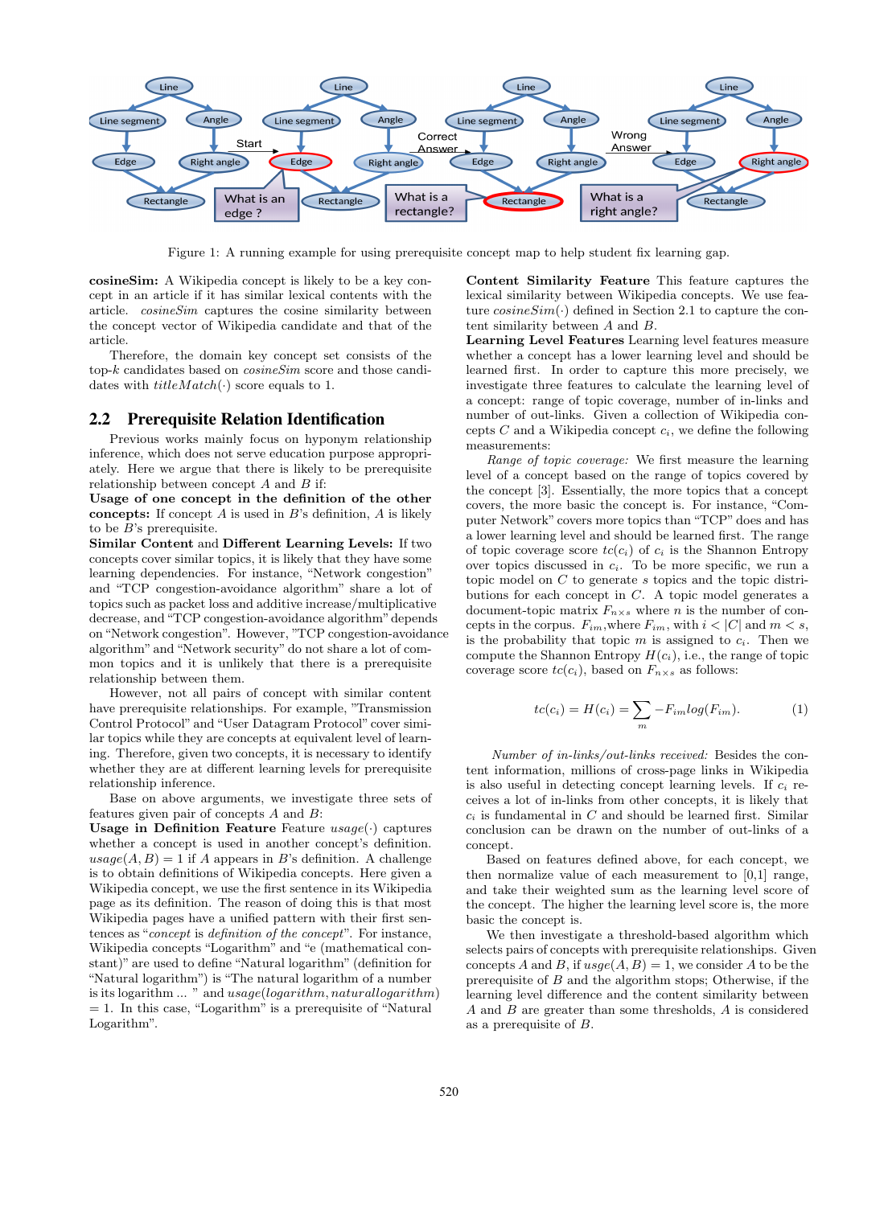Figure 1: A running example for using prerequisite concept map to help student fix learning gap.

**cosineSim:** A Wikipedia concept is likely to be a key concept in an article if it has similar lexical contents with the article. *cosineSim* captures the cosine similarity between the concept vector of Wikipedia candidate and that of the article.

Therefore, the domain key concept set consists of the top-$k$ candidates based on *cosineSim* score and those candidates with $titleMatch(\cdot)$ score equals to 1.

## 2.2 Prerequisite Relation Identification

Previous works mainly focus on hyponym relationship inference, which does not serve education purpose appropriately. Here we argue that there is likely to be prerequisite relationship between concept $A$ and $B$ if:

**Usage of one concept in the definition of the other concepts:** If concept $A$ is used in $B$'s definition, $A$ is likely to be $B$'s prerequisite.

**Similar Content** and **Different Learning Levels:** If two concepts cover similar topics, it is likely that they have some learning dependencies. For instance, "Network congestion" and "TCP congestion-avoidance algorithm" share a lot of topics such as packet loss and additive increase/multiplicative decrease, and "TCP congestion-avoidance algorithm" depends on "Network congestion". However, "TCP congestion-avoidance algorithm" and "Network security" do not share a lot of common topics and it is unlikely that there is a prerequisite relationship between them.

However, not all pairs of concept with similar content have prerequisite relationships. For example, "Transmission Control Protocol" and "User Datagram Protocol" cover similar topics while they are concepts at equivalent level of learning. Therefore, given two concepts, it is necessary to identify whether they are at different learning levels for prerequisite relationship inference.

Base on above arguments, we investigate three sets of features given pair of concepts $A$ and $B$:

**Usage in Definition Feature** Feature $usage(\cdot)$ captures whether a concept is used in another concept's definition. $usage(A, B) = 1$ if $A$ appears in $B$'s definition. A challenge is to obtain definitions of Wikipedia concepts. Here given a Wikipedia concept, we use the first sentence in its Wikipedia page as its definition. The reason of doing this is that most Wikipedia pages have a unified pattern with their first sentences as "*concept* is *definition of the concept*". For instance, Wikipedia concepts "Logarithm" and "e (mathematical constant)" are used to define "Natural logarithm" (definition for "Natural logarithm") is "The natural logarithm of a number is its logarithm ... " and $usage(logarithm, naturallogarithm) = 1$. In this case, "Logarithm" is a prerequisite of "Natural Logarithm".

**Content Similarity Feature** This feature captures the lexical similarity between Wikipedia concepts. We use feature $cosineSim(\cdot)$ defined in Section 2.1 to capture the content similarity between $A$ and $B$.

**Learning Level Features** Learning level features measure whether a concept has a lower learning level and should be learned first. In order to capture this more precisely, we investigate three features to calculate the learning level of a concept: range of topic coverage, number of in-links and number of out-links. Given a collection of Wikipedia concepts $C$ and a Wikipedia concept $c_i$, we define the following measurements:

*Range of topic coverage:* We first measure the learning level of a concept based on the range of topics covered by the concept [3]. Essentially, the more topics that a concept covers, the more basic the concept is. For instance, "Computer Network" covers more topics than "TCP" does and has a lower learning level and should be learned first. The range of topic coverage score $tc(c_i)$ of $c_i$ is the Shannon Entropy over topics discussed in $c_i$. To be more specific, we run a topic model on $C$ to generate $s$ topics and the topic distributions for each concept in $C$. A topic model generates a document-topic matrix $F_{n \times s}$ where $n$ is the number of concepts in the corpus. $F_{im}$,where $F_{im}$, with $i < |C|$ and $m < s$, is the probability that topic $m$ is assigned to $c_i$. Then we compute the Shannon Entropy $H(c_i)$, i.e., the range of topic coverage score $tc(c_i)$, based on $F_{n \times s}$ as follows:

$$tc(c_i) = H(c_i) = \sum_{m} -F_{im} log(F_{im}). \tag{1}$$

*Number of in-links/out-links received:* Besides the content information, millions of cross-page links in Wikipedia is also useful in detecting concept learning levels. If $c_i$ receives a lot of in-links from other concepts, it is likely that $c_i$ is fundamental in $C$ and should be learned first. Similar conclusion can be drawn on the number of out-links of a concept.

Based on features defined above, for each concept, we then normalize value of each measurement to [0,1] range, and take their weighted sum as the learning level score of the concept. The higher the learning level score is, the more basic the concept is.

We then investigate a threshold-based algorithm which selects pairs of concepts with prerequisite relationships. Given concepts $A$ and $B$, if $usge(A, B) = 1$, we consider $A$ to be the prerequisite of $B$ and the algorithm stops; Otherwise, if the learning level difference and the content similarity between $A$ and $B$ are greater than some thresholds, $A$ is considered as a prerequisite of $B$.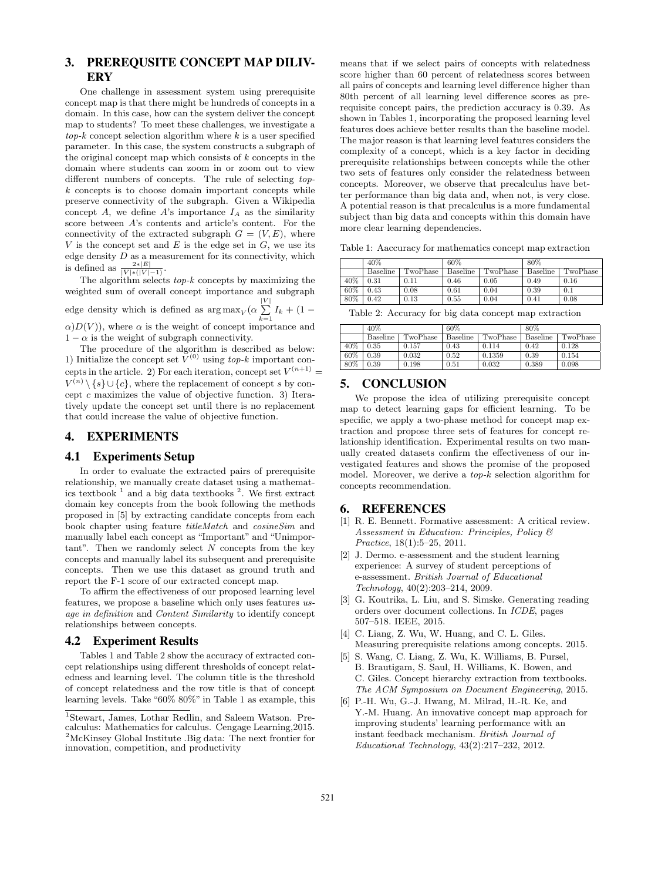## 3. PREREQUSITE CONCEPT MAP DILIVERY

One challenge in assessment system using prerequisite concept map is that there might be hundreds of concepts in a domain. In this case, how can the system deliver the concept map to students? To meet these challenges, we investigate a *top-k* concept selection algorithm where $k$ is a user specified parameter. In this case, the system constructs a subgraph of the original concept map which consists of $k$ concepts in the domain where students can zoom in or zoom out to view different numbers of concepts. The rule of selecting *top-k* concepts is to choose domain important concepts while preserve connectivity of the subgraph. Given a Wikipedia concept $A$, we define $A$'s importance $I_A$ as the similarity score between $A$'s contents and article's content. For the connectivity of the extracted subgraph $G = (V, E)$, where $V$ is the concept set and $E$ is the edge set in $G$, we use its edge density $D$ as a measurement for its connectivity, which is defined as $\frac{2*|E|}{|V|*(|V|-1)}$.

The algorithm selects *top-k* concepts by maximizing the weighted sum of overall concept importance and subgraph edge density which is defined as $\arg\max_V(\alpha \sum_{k=1}^{|V|} I_k + (1-\alpha)D(V))$, where $\alpha$ is the weight of concept importance and $1-\alpha$ is the weight of subgraph connectivity.

The procedure of the algorithm is described as below: 1) Initialize the concept set $V^{(0)}$ using *top-k* important concepts in the article. 2) For each iteration, concept set $V^{(n+1)} = V^{(n)} \setminus \{s\} \cup \{c\}$, where the replacement of concept $s$ by concept $c$ maximizes the value of objective function. 3) Iteratively update the concept set until there is no replacement that could increase the value of objective function.

## 4. EXPERIMENTS

### 4.1 Experiments Setup

In order to evaluate the extracted pairs of prerequisite relationship, we manually create dataset using a mathematics textbook [1] and a big data textbooks [2]. We first extract domain key concepts from the book following the methods proposed in [5] by extracting candidate concepts from each book chapter using feature *titleMatch* and *cosineSim* and manually label each concept as "Important" and "Unimportant". Then we randomly select $N$ concepts from the key concepts and manually label its subsequent and prerequisite concepts. Then we use this dataset as ground truth and report the F-1 score of our extracted concept map.

To affirm the effectiveness of our proposed learning level features, we propose a baseline which only uses features *usage in definition* and *Content Similarity* to identify concept relationships between concepts.

### 4.2 Experiment Results

Tables 1 and Table 2 show the accuracy of extracted concept relationships using different thresholds of concept relatedness and learning level. The column title is the threshold of concept relatedness and the row title is that of concept learning levels. Take "60% 80%" in Table 1 as example, this means that if we select pairs of concepts with relatedness score higher than 60 percent of relatedness scores between all pairs of concepts and learning level difference higher than 80th percent of all learning level difference scores as prerequisite concept pairs, the prediction accuracy is 0.39. As shown in Tables 1, incorporating the proposed learning level features does achieve better results than the baseline model. The major reason is that learning level features considers the complexity of a concept, which is a key factor in deciding prerequisite relationships between concepts while the other two sets of features only consider the relatedness between concepts. Moreover, we observe that precalculus have better performance than big data and, when not, is very close. A potential reason is that precalculus is a more fundamental subject than big data and concepts within this domain have more clear learning dependencies.

Table 1: Aaccuracy for mathematics concept map extraction

| | 40% | | 60% | | 80% | |
|---|---|---|---|---|---|---|
| | Baseline | TwoPhase | Baseline | TwoPhase | Baseline | TwoPhase |
| 40% | 0.31 | 0.11 | 0.46 | 0.05 | 0.49 | 0.16 |
| 60% | 0.43 | 0.08 | 0.61 | 0.04 | 0.39 | 0.1 |
| 80% | 0.42 | 0.13 | 0.55 | 0.04 | 0.41 | 0.08 |

Table 2: Accuracy for big data concept map extraction

| | 40% | | 60% | | 80% | |
|---|---|---|---|---|---|---|
| | Baseline | TwoPhase | Baseline | TwoPhase | Baseline | TwoPhase |
| 40% | 0.35 | 0.157 | 0.43 | 0.114 | 0.42 | 0.128 |
| 60% | 0.39 | 0.032 | 0.52 | 0.1359 | 0.39 | 0.154 |
| 80% | 0.39 | 0.198 | 0.51 | 0.032 | 0.389 | 0.098 |

## 5. CONCLUSION

We propose the idea of utilizing prerequisite concept map to detect learning gaps for efficient learning. To be specific, we apply a two-phase method for concept map extraction and propose three sets of features for concept relationship identification. Experimental results on two manually created datasets confirm the effectiveness of our investigated features and shows the promise of the proposed model. Moreover, we derive a *top-k* selection algorithm for concepts recommendation.

## 6. REFERENCES

[1] R. E. Bennett. Formative assessment: A critical review. *Assessment in Education: Principles, Policy & Practice*, 18(1):5–25, 2011.

[2] J. Dermo. e-assessment and the student learning experience: A survey of student perceptions of e-assessment. *British Journal of Educational Technology*, 40(2):203–214, 2009.

[3] G. Koutrika, L. Liu, and S. Simske. Generating reading orders over document collections. In *ICDE*, pages 507–518. IEEE, 2015.

[4] C. Liang, Z. Wu, W. Huang, and C. L. Giles. Measuring prerequisite relations among concepts. 2015.

[5] S. Wang, C. Liang, Z. Wu, K. Williams, B. Pursel, B. Brautigam, S. Saul, H. Williams, K. Bowen, and C. Giles. Concept hierarchy extraction from textbooks. *The ACM Symposium on Document Engineering*, 2015.

[6] P.-H. Wu, G.-J. Hwang, M. Milrad, H.-R. Ke, and Y.-M. Huang. An innovative concept map approach for improving students' learning performance with an instant feedback mechanism. *British Journal of Educational Technology*, 43(2):217–232, 2012.

[1] Stewart, James, Lothar Redlin, and Saleem Watson. Precalculus: Mathematics for calculus. Cengage Learning,2015.

[2] McKinsey Global Institute .Big data: The next frontier for innovation, competition, and productivity